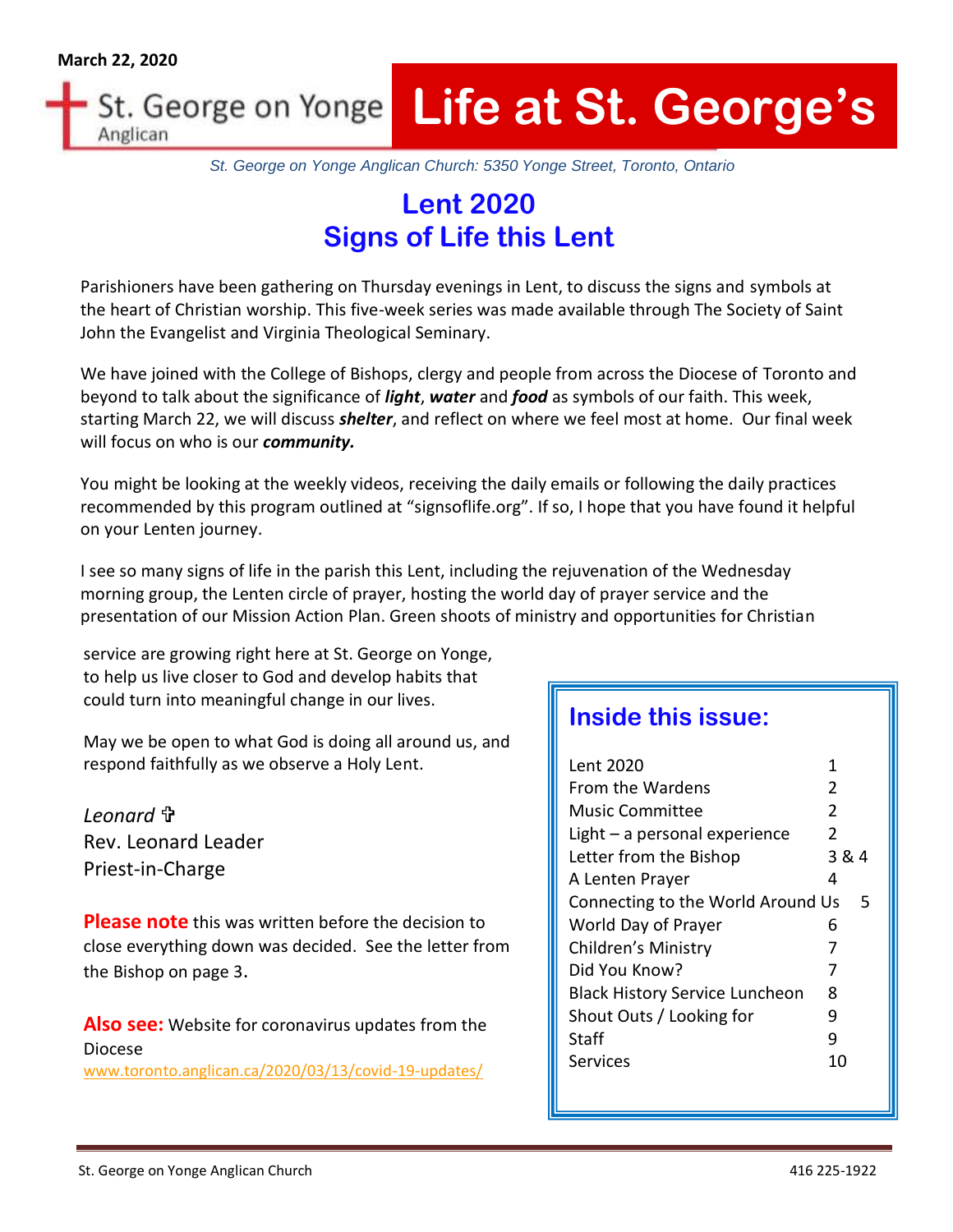March 22, 2020

St. George on Yonge
Anglican

# Life at St. George's

*St. George on Yonge Anglican Church: 5350 Yonge Street, Toronto, Ontario*

## Lent 2020
## Signs of Life this Lent

Parishioners have been gathering on Thursday evenings in Lent, to discuss the signs and symbols at the heart of Christian worship. This five-week series was made available through The Society of Saint John the Evangelist and Virginia Theological Seminary.

We have joined with the College of Bishops, clergy and people from across the Diocese of Toronto and beyond to talk about the significance of ***light***, ***water*** and ***food*** as symbols of our faith. This week, starting March 22, we will discuss ***shelter***, and reflect on where we feel most at home. Our final week will focus on who is our ***community.***

You might be looking at the weekly videos, receiving the daily emails or following the daily practices recommended by this program outlined at "signsoflife.org". If so, I hope that you have found it helpful on your Lenten journey.

I see so many signs of life in the parish this Lent, including the rejuvenation of the Wednesday morning group, the Lenten circle of prayer, hosting the world day of prayer service and the presentation of our Mission Action Plan. Green shoots of ministry and opportunities for Christian service are growing right here at St. George on Yonge, to help us live closer to God and develop habits that could turn into meaningful change in our lives.

May we be open to what God is doing all around us, and respond faithfully as we observe a Holy Lent.

*Leonard* ✞
Rev. Leonard Leader
Priest-in-Charge

**Please note** this was written before the decision to close everything down was decided. See the letter from the Bishop on page 3.

**Also see:** Website for coronavirus updates from the Diocese
www.toronto.anglican.ca/2020/03/13/covid-19-updates/

### Inside this issue:

| | |
|---|---|
| Lent 2020 | 1 |
| From the Wardens | 2 |
| Music Committee | 2 |
| Light – a personal experience | 2 |
| Letter from the Bishop | 3 & 4 |
| A Lenten Prayer | 4 |
| Connecting to the World Around Us | 5 |
| World Day of Prayer | 6 |
| Children's Ministry | 7 |
| Did You Know? | 7 |
| Black History Service Luncheon | 8 |
| Shout Outs / Looking for | 9 |
| Staff | 9 |
| Services | 10 |

St. George on Yonge Anglican Church 416 225-1922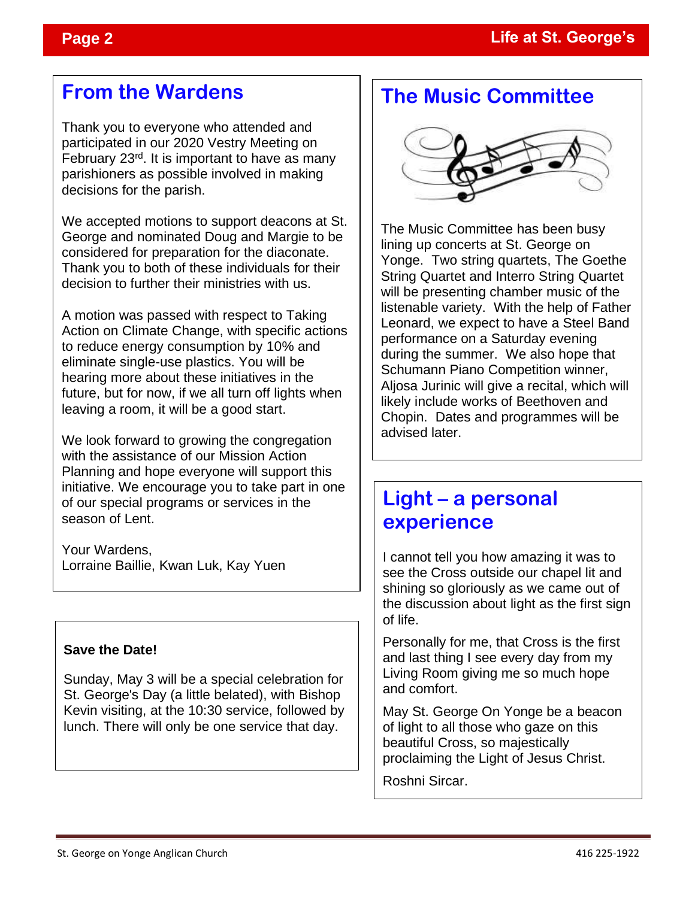## From the Wardens

Thank you to everyone who attended and participated in our 2020 Vestry Meeting on February 23rd. It is important to have as many parishioners as possible involved in making decisions for the parish.

We accepted motions to support deacons at St. George and nominated Doug and Margie to be considered for preparation for the diaconate. Thank you to both of these individuals for their decision to further their ministries with us.

A motion was passed with respect to Taking Action on Climate Change, with specific actions to reduce energy consumption by 10% and eliminate single-use plastics. You will be hearing more about these initiatives in the future, but for now, if we all turn off lights when leaving a room, it will be a good start.

We look forward to growing the congregation with the assistance of our Mission Action Planning and hope everyone will support this initiative. We encourage you to take part in one of our special programs or services in the season of Lent.

Your Wardens,
Lorraine Baillie, Kwan Luk, Kay Yuen

**Save the Date!**

Sunday, May 3 will be a special celebration for St. George's Day (a little belated), with Bishop Kevin visiting, at the 10:30 service, followed by lunch. There will only be one service that day.

## The Music Committee

The Music Committee has been busy lining up concerts at St. George on Yonge. Two string quartets, The Goethe String Quartet and Interro String Quartet will be presenting chamber music of the listenable variety. With the help of Father Leonard, we expect to have a Steel Band performance on a Saturday evening during the summer. We also hope that Schumann Piano Competition winner, Aljosa Jurinic will give a recital, which will likely include works of Beethoven and Chopin. Dates and programmes will be advised later.

## Light – a personal experience

I cannot tell you how amazing it was to see the Cross outside our chapel lit and shining so gloriously as we came out of the discussion about light as the first sign of life.

Personally for me, that Cross is the first and last thing I see every day from my Living Room giving me so much hope and comfort.

May St. George On Yonge be a beacon of light to all those who gaze on this beautiful Cross, so majestically proclaiming the Light of Jesus Christ.

Roshni Sircar.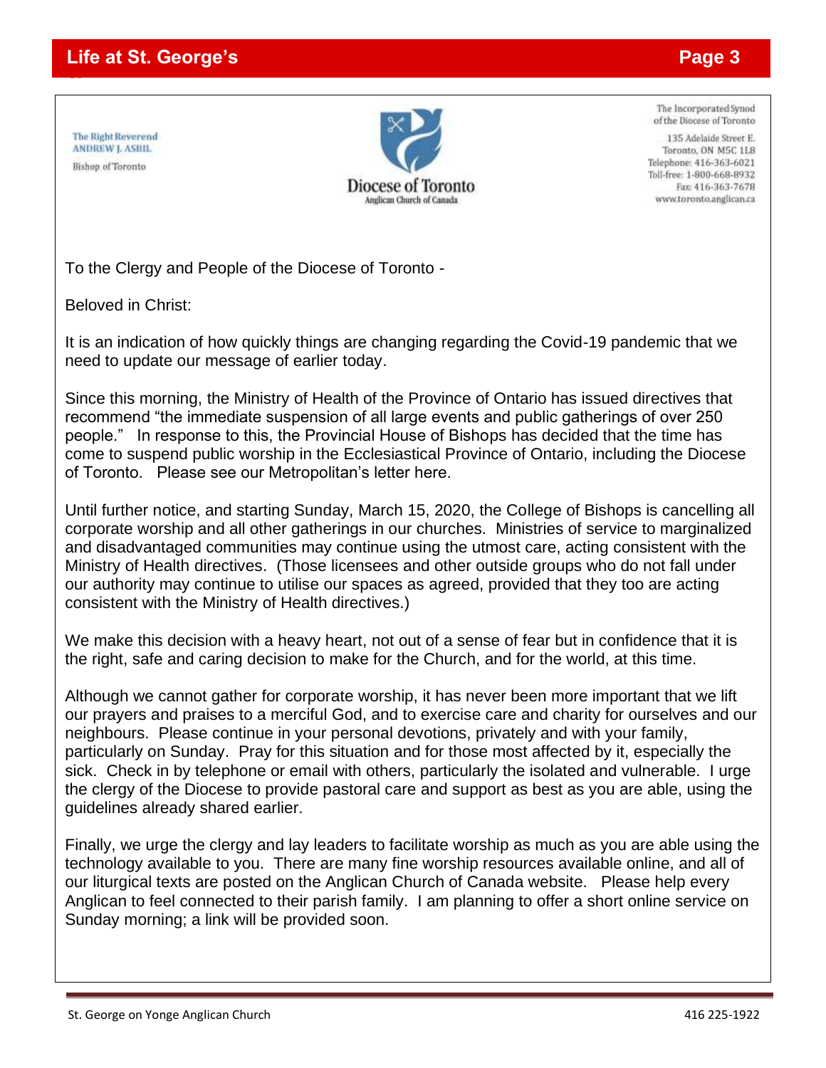The Right Reverend
ANDREW J. ASBIL
Bishop of Toronto

Diocese of Toronto
Anglican Church of Canada

The Incorporated Synod
of the Diocese of Toronto
135 Adelaide Street E.
Toronto, ON M5C 1L8
Telephone: 416-363-6021
Toll-free: 1-800-668-8932
Fax: 416-363-7678
www.toronto.anglican.ca

To the Clergy and People of the Diocese of Toronto -

Beloved in Christ:

It is an indication of how quickly things are changing regarding the Covid-19 pandemic that we need to update our message of earlier today.

Since this morning, the Ministry of Health of the Province of Ontario has issued directives that recommend "the immediate suspension of all large events and public gatherings of over 250 people." In response to this, the Provincial House of Bishops has decided that the time has come to suspend public worship in the Ecclesiastical Province of Ontario, including the Diocese of Toronto. Please see our Metropolitan's letter here.

Until further notice, and starting Sunday, March 15, 2020, the College of Bishops is cancelling all corporate worship and all other gatherings in our churches. Ministries of service to marginalized and disadvantaged communities may continue using the utmost care, acting consistent with the Ministry of Health directives. (Those licensees and other outside groups who do not fall under our authority may continue to utilise our spaces as agreed, provided that they too are acting consistent with the Ministry of Health directives.)

We make this decision with a heavy heart, not out of a sense of fear but in confidence that it is the right, safe and caring decision to make for the Church, and for the world, at this time.

Although we cannot gather for corporate worship, it has never been more important that we lift our prayers and praises to a merciful God, and to exercise care and charity for ourselves and our neighbours. Please continue in your personal devotions, privately and with your family, particularly on Sunday. Pray for this situation and for those most affected by it, especially the sick. Check in by telephone or email with others, particularly the isolated and vulnerable. I urge the clergy of the Diocese to provide pastoral care and support as best as you are able, using the guidelines already shared earlier.

Finally, we urge the clergy and lay leaders to facilitate worship as much as you are able using the technology available to you. There are many fine worship resources available online, and all of our liturgical texts are posted on the Anglican Church of Canada website. Please help every Anglican to feel connected to their parish family. I am planning to offer a short online service on Sunday morning; a link will be provided soon.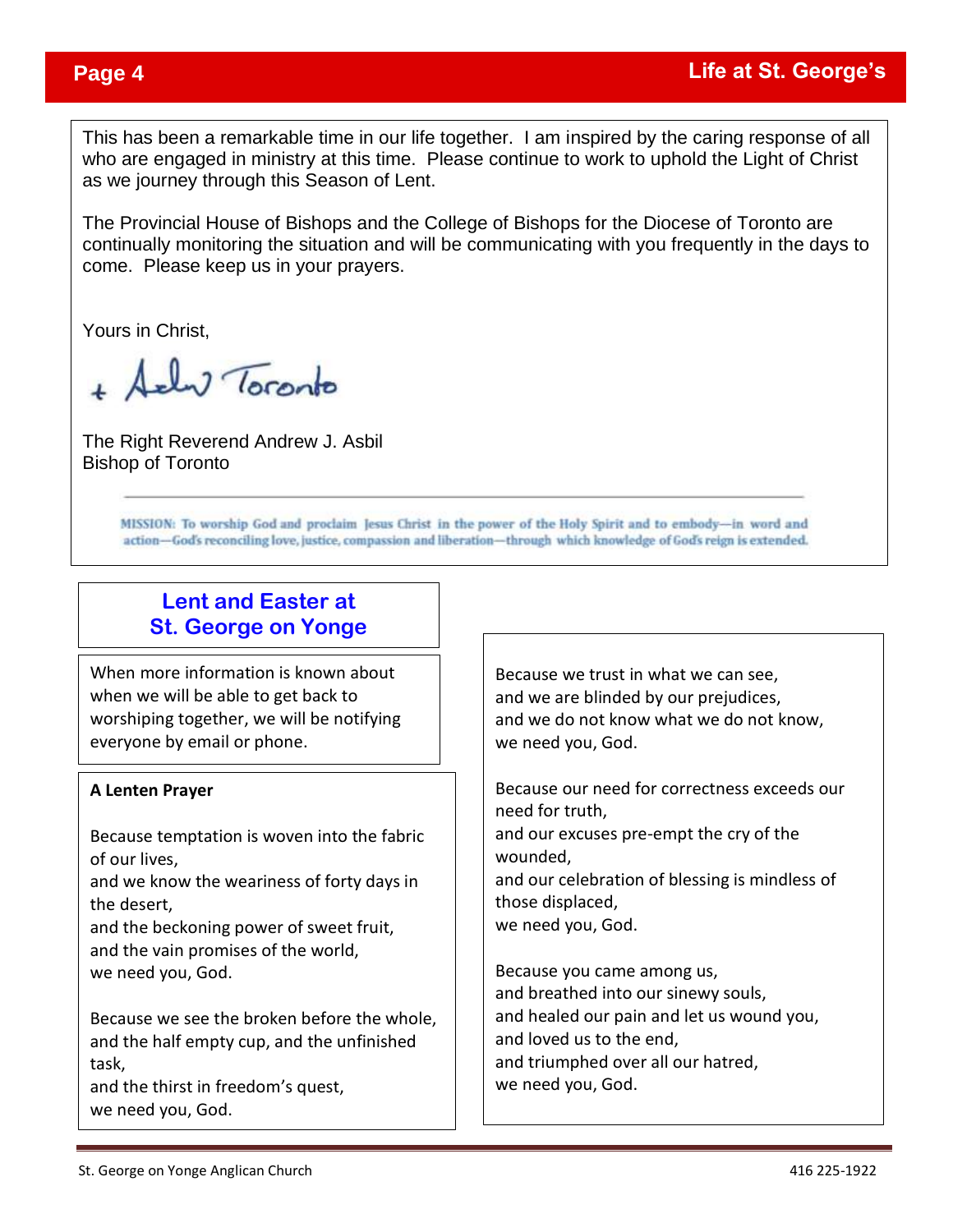This has been a remarkable time in our life together. I am inspired by the caring response of all who are engaged in ministry at this time. Please continue to work to uphold the Light of Christ as we journey through this Season of Lent.

The Provincial House of Bishops and the College of Bishops for the Diocese of Toronto are continually monitoring the situation and will be communicating with you frequently in the days to come. Please keep us in your prayers.

Yours in Christ,

+ Andrew Toronto

The Right Reverend Andrew J. Asbil
Bishop of Toronto

---

MISSION: To worship God and proclaim Jesus Christ in the power of the Holy Spirit and to embody—in word and action—God's reconciling love, justice, compassion and liberation—through which knowledge of God's reign is extended.

## Lent and Easter at St. George on Yonge

When more information is known about when we will be able to get back to worshiping together, we will be notifying everyone by email or phone.

**A Lenten Prayer**

Because temptation is woven into the fabric of our lives,
and we know the weariness of forty days in the desert,
and the beckoning power of sweet fruit,
and the vain promises of the world,
we need you, God.

Because we see the broken before the whole,
and the half empty cup, and the unfinished task,
and the thirst in freedom's quest,
we need you, God.

Because we trust in what we can see,
and we are blinded by our prejudices,
and we do not know what we do not know,
we need you, God.

Because our need for correctness exceeds our need for truth,
and our excuses pre-empt the cry of the wounded,
and our celebration of blessing is mindless of those displaced,
we need you, God.

Because you came among us,
and breathed into our sinewy souls,
and healed our pain and let us wound you,
and loved us to the end,
and triumphed over all our hatred,
we need you, God.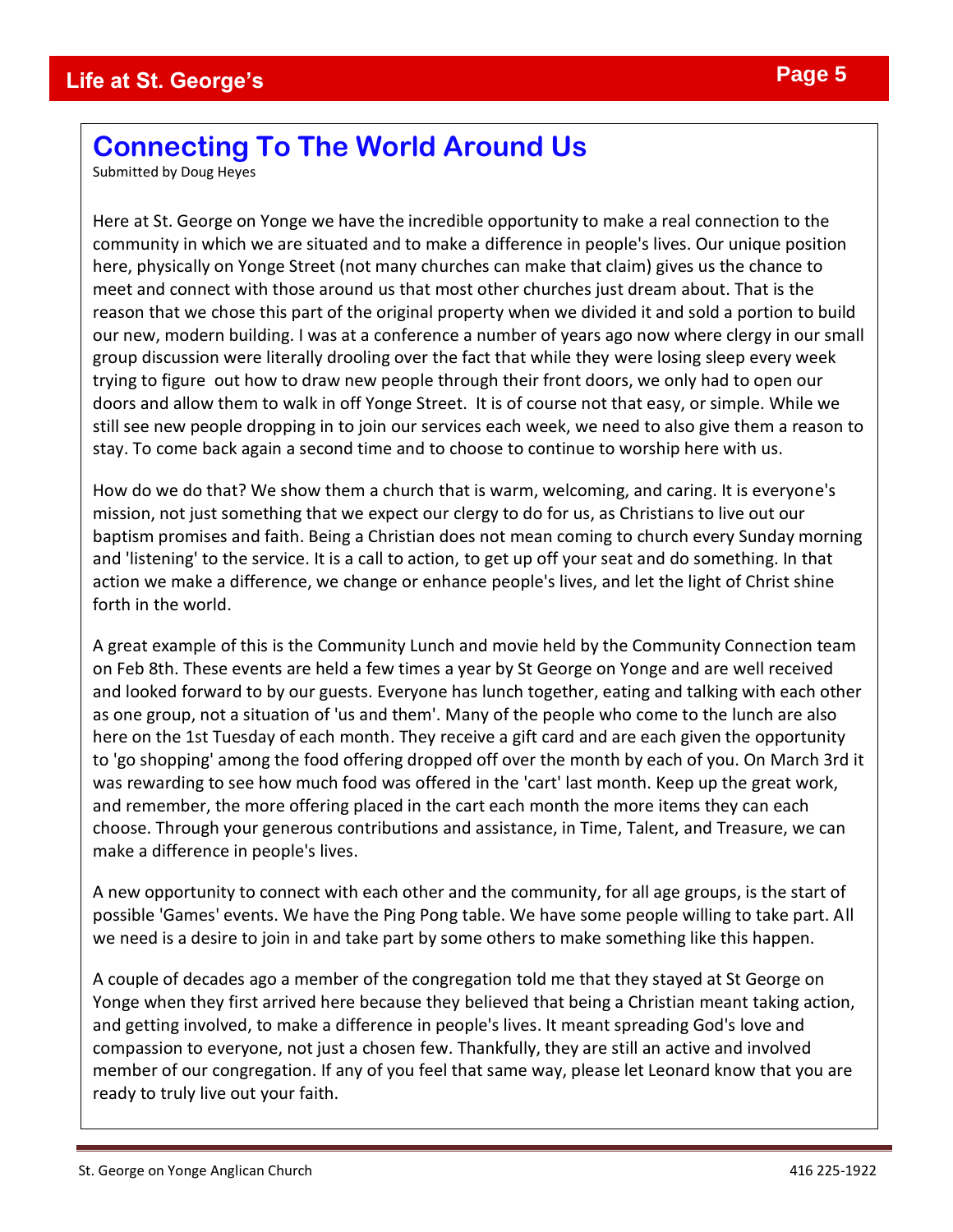# Connecting To The World Around Us

Submitted by Doug Heyes

Here at St. George on Yonge we have the incredible opportunity to make a real connection to the community in which we are situated and to make a difference in people's lives. Our unique position here, physically on Yonge Street (not many churches can make that claim) gives us the chance to meet and connect with those around us that most other churches just dream about. That is the reason that we chose this part of the original property when we divided it and sold a portion to build our new, modern building. I was at a conference a number of years ago now where clergy in our small group discussion were literally drooling over the fact that while they were losing sleep every week trying to figure out how to draw new people through their front doors, we only had to open our doors and allow them to walk in off Yonge Street. It is of course not that easy, or simple. While we still see new people dropping in to join our services each week, we need to also give them a reason to stay. To come back again a second time and to choose to continue to worship here with us.

How do we do that? We show them a church that is warm, welcoming, and caring. It is everyone's mission, not just something that we expect our clergy to do for us, as Christians to live out our baptism promises and faith. Being a Christian does not mean coming to church every Sunday morning and 'listening' to the service. It is a call to action, to get up off your seat and do something. In that action we make a difference, we change or enhance people's lives, and let the light of Christ shine forth in the world.

A great example of this is the Community Lunch and movie held by the Community Connection team on Feb 8th. These events are held a few times a year by St George on Yonge and are well received and looked forward to by our guests. Everyone has lunch together, eating and talking with each other as one group, not a situation of 'us and them'. Many of the people who come to the lunch are also here on the 1st Tuesday of each month. They receive a gift card and are each given the opportunity to 'go shopping' among the food offering dropped off over the month by each of you. On March 3rd it was rewarding to see how much food was offered in the 'cart' last month. Keep up the great work, and remember, the more offering placed in the cart each month the more items they can each choose. Through your generous contributions and assistance, in Time, Talent, and Treasure, we can make a difference in people's lives.

A new opportunity to connect with each other and the community, for all age groups, is the start of possible 'Games' events. We have the Ping Pong table. We have some people willing to take part. All we need is a desire to join in and take part by some others to make something like this happen.

A couple of decades ago a member of the congregation told me that they stayed at St George on Yonge when they first arrived here because they believed that being a Christian meant taking action, and getting involved, to make a difference in people's lives. It meant spreading God's love and compassion to everyone, not just a chosen few. Thankfully, they are still an active and involved member of our congregation. If any of you feel that same way, please let Leonard know that you are ready to truly live out your faith.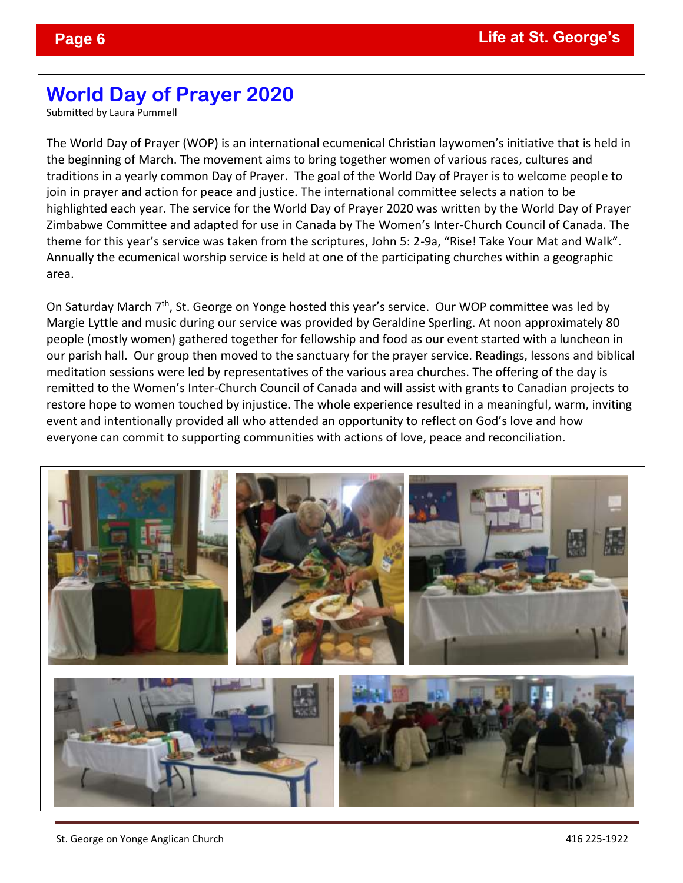# World Day of Prayer 2020

Submitted by Laura Pummell

The World Day of Prayer (WOP) is an international ecumenical Christian laywomen's initiative that is held in the beginning of March. The movement aims to bring together women of various races, cultures and traditions in a yearly common Day of Prayer. The goal of the World Day of Prayer is to welcome people to join in prayer and action for peace and justice. The international committee selects a nation to be highlighted each year. The service for the World Day of Prayer 2020 was written by the World Day of Prayer Zimbabwe Committee and adapted for use in Canada by The Women's Inter-Church Council of Canada. The theme for this year's service was taken from the scriptures, John 5: 2-9a, "Rise! Take Your Mat and Walk". Annually the ecumenical worship service is held at one of the participating churches within a geographic area.

On Saturday March 7th, St. George on Yonge hosted this year's service. Our WOP committee was led by Margie Lyttle and music during our service was provided by Geraldine Sperling. At noon approximately 80 people (mostly women) gathered together for fellowship and food as our event started with a luncheon in our parish hall. Our group then moved to the sanctuary for the prayer service. Readings, lessons and biblical meditation sessions were led by representatives of the various area churches. The offering of the day is remitted to the Women's Inter-Church Council of Canada and will assist with grants to Canadian projects to restore hope to women touched by injustice. The whole experience resulted in a meaningful, warm, inviting event and intentionally provided all who attended an opportunity to reflect on God's love and how everyone can commit to supporting communities with actions of love, peace and reconciliation.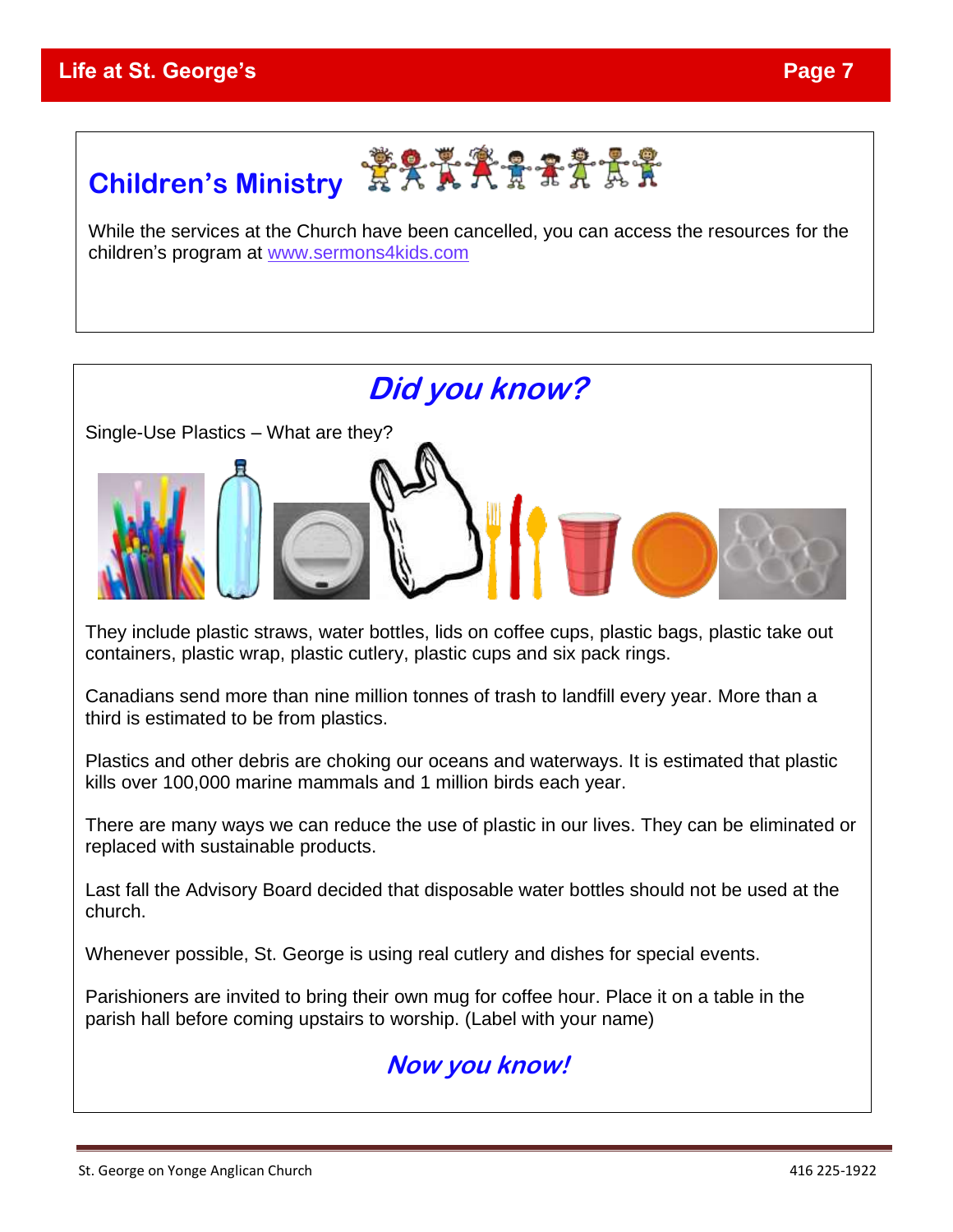## Children's Ministry

While the services at the Church have been cancelled, you can access the resources for the children's program at [www.sermons4kids.com](http://www.sermons4kids.com)

## *Did you know?*

Single-Use Plastics – What are they?

They include plastic straws, water bottles, lids on coffee cups, plastic bags, plastic take out containers, plastic wrap, plastic cutlery, plastic cups and six pack rings.

Canadians send more than nine million tonnes of trash to landfill every year. More than a third is estimated to be from plastics.

Plastics and other debris are choking our oceans and waterways. It is estimated that plastic kills over 100,000 marine mammals and 1 million birds each year.

There are many ways we can reduce the use of plastic in our lives. They can be eliminated or replaced with sustainable products.

Last fall the Advisory Board decided that disposable water bottles should not be used at the church.

Whenever possible, St. George is using real cutlery and dishes for special events.

Parishioners are invited to bring their own mug for coffee hour. Place it on a table in the parish hall before coming upstairs to worship. (Label with your name)

***Now you know!***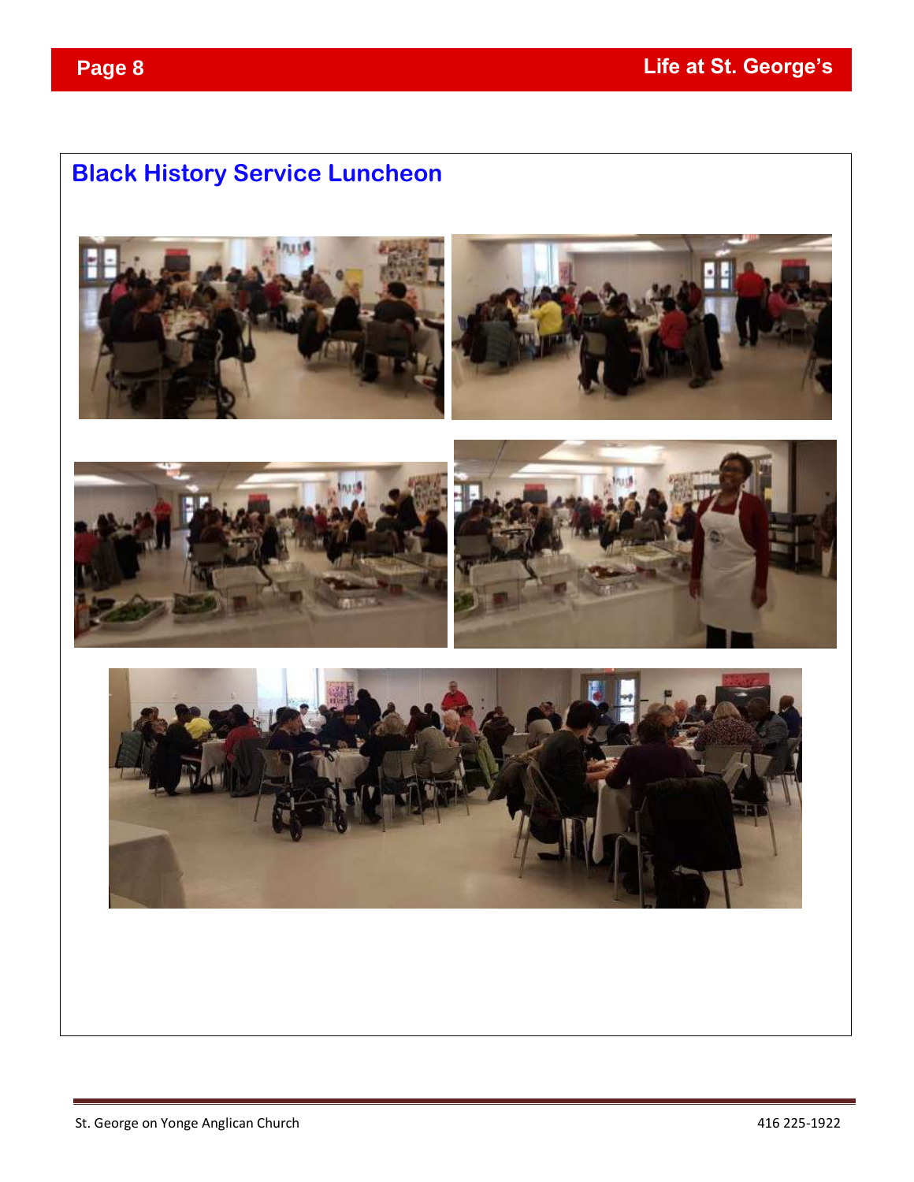# Black History Service Luncheon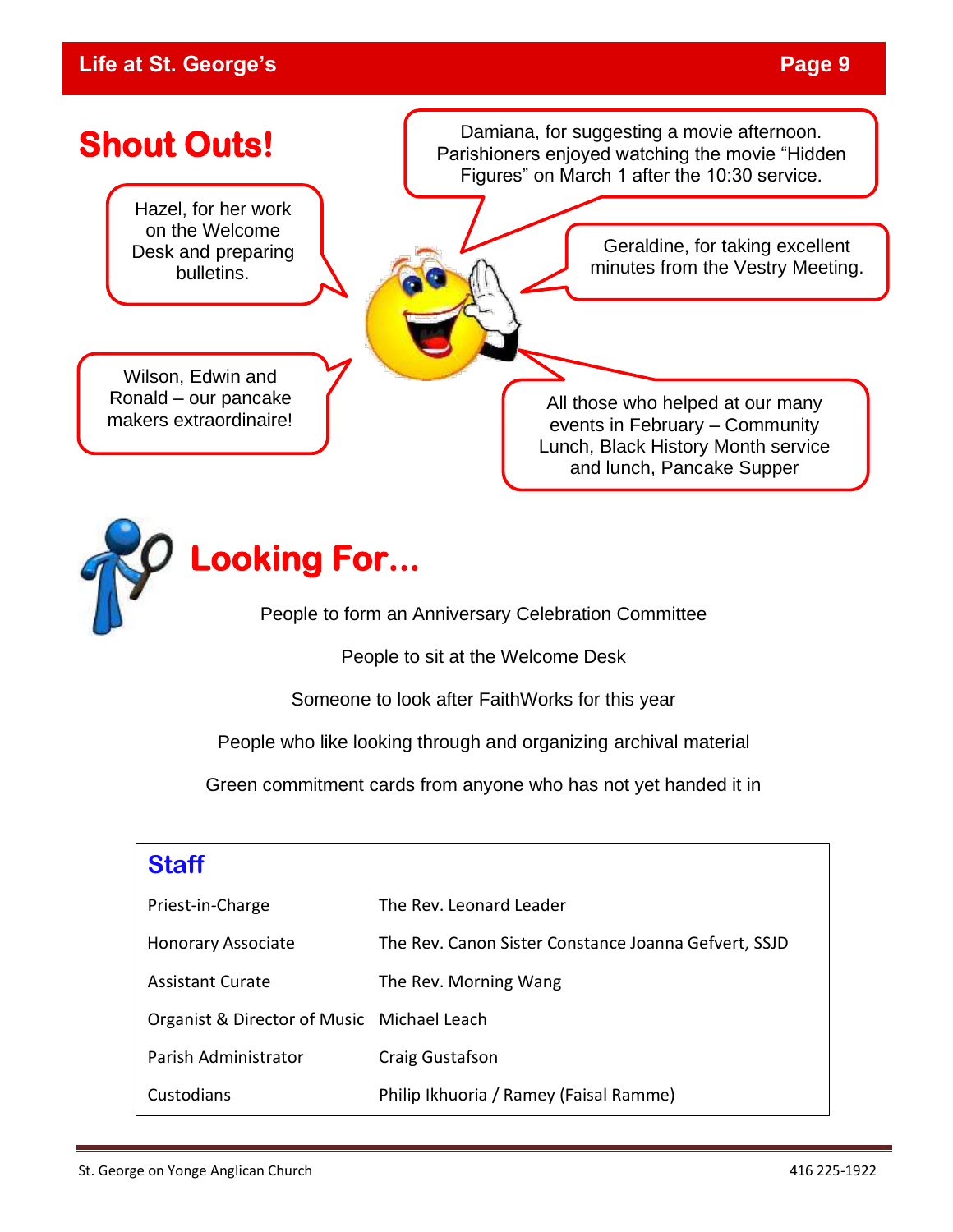## Shout Outs!

Damiana, for suggesting a movie afternoon. Parishioners enjoyed watching the movie "Hidden Figures" on March 1 after the 10:30 service.

Hazel, for her work on the Welcome Desk and preparing bulletins.

Geraldine, for taking excellent minutes from the Vestry Meeting.

Wilson, Edwin and Ronald – our pancake makers extraordinaire!

All those who helped at our many events in February – Community Lunch, Black History Month service and lunch, Pancake Supper

## Looking For…

People to form an Anniversary Celebration Committee

People to sit at the Welcome Desk

Someone to look after FaithWorks for this year

People who like looking through and organizing archival material

Green commitment cards from anyone who has not yet handed it in

### Staff

| | |
|---|---|
| Priest-in-Charge | The Rev. Leonard Leader |
| Honorary Associate | The Rev. Canon Sister Constance Joanna Gefvert, SSJD |
| Assistant Curate | The Rev. Morning Wang |
| Organist & Director of Music | Michael Leach |
| Parish Administrator | Craig Gustafson |
| Custodians | Philip Ikhuoria / Ramey (Faisal Ramme) |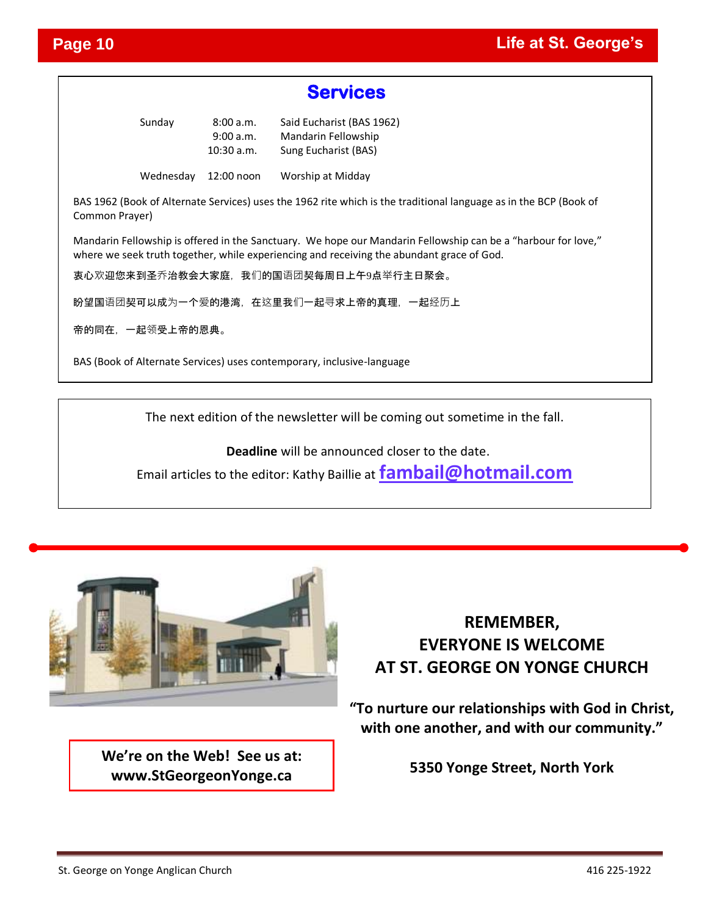## Services

| | | |
|---|---|---|
| Sunday | 8:00 a.m. | Said Eucharist (BAS 1962) |
| | 9:00 a.m. | Mandarin Fellowship |
| | 10:30 a.m. | Sung Eucharist (BAS) |
| Wednesday | 12:00 noon | Worship at Midday |

BAS 1962 (Book of Alternate Services) uses the 1962 rite which is the traditional language as in the BCP (Book of Common Prayer)

Mandarin Fellowship is offered in the Sanctuary. We hope our Mandarin Fellowship can be a "harbour for love," where we seek truth together, while experiencing and receiving the abundant grace of God.

衷心欢迎您来到圣乔治教会大家庭，我们的国语团契每周日上午9点举行主日聚会。

盼望国语团契可以成为一个爱的港湾，在这里我们一起寻求上帝的真理，一起经历上

帝的同在，一起领受上帝的恩典。

BAS (Book of Alternate Services) uses contemporary, inclusive-language

The next edition of the newsletter will be coming out sometime in the fall.

**Deadline** will be announced closer to the date.

Email articles to the editor: Kathy Baillie at **fambail@hotmail.com**

**REMEMBER,**
**EVERYONE IS WELCOME**
**AT ST. GEORGE ON YONGE CHURCH**

**"To nurture our relationships with God in Christ, with one another, and with our community."**

**We're on the Web! See us at: www.StGeorgeonYonge.ca**

**5350 Yonge Street, North York**

St. George on Yonge Anglican Church 416 225-1922